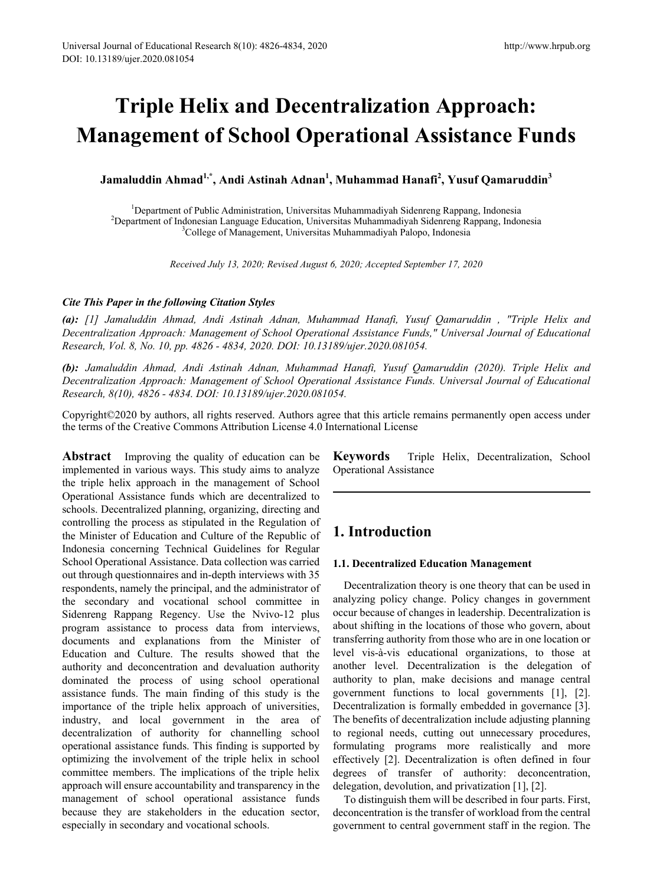# Triple Helix and Decentralization Approach: Management of School Operational Assistance Funds

**Jamaluddin Ahmad[1,*], Andi Astinah Adnan[1], Muhammad Hanafi[2], Yusuf Qamaruddin[3]**

[1]Department of Public Administration, Universitas Muhammadiyah Sidenreng Rappang, Indonesia
[2]Department of Indonesian Language Education, Universitas Muhammadiyah Sidenreng Rappang, Indonesia
[3]College of Management, Universitas Muhammadiyah Palopo, Indonesia

*Received July 13, 2020; Revised August 6, 2020; Accepted September 17, 2020*

***Cite This Paper in the following Citation Styles***

***(a):*** *[1] Jamaluddin Ahmad, Andi Astinah Adnan, Muhammad Hanafi, Yusuf Qamaruddin , "Triple Helix and Decentralization Approach: Management of School Operational Assistance Funds," Universal Journal of Educational Research, Vol. 8, No. 10, pp. 4826 - 4834, 2020. DOI: 10.13189/ujer.2020.081054.*

***(b):*** *Jamaluddin Ahmad, Andi Astinah Adnan, Muhammad Hanafi, Yusuf Qamaruddin (2020). Triple Helix and Decentralization Approach: Management of School Operational Assistance Funds. Universal Journal of Educational Research, 8(10), 4826 - 4834. DOI: 10.13189/ujer.2020.081054.*

Copyright©2020 by authors, all rights reserved. Authors agree that this article remains permanently open access under the terms of the Creative Commons Attribution License 4.0 International License

**Abstract** Improving the quality of education can be implemented in various ways. This study aims to analyze the triple helix approach in the management of School Operational Assistance funds which are decentralized to schools. Decentralized planning, organizing, directing and controlling the process as stipulated in the Regulation of the Minister of Education and Culture of the Republic of Indonesia concerning Technical Guidelines for Regular School Operational Assistance. Data collection was carried out through questionnaires and in-depth interviews with 35 respondents, namely the principal, and the administrator of the secondary and vocational school committee in Sidenreng Rappang Regency. Use the Nvivo-12 plus program assistance to process data from interviews, documents and explanations from the Minister of Education and Culture. The results showed that the authority and deconcentration and devaluation authority dominated the process of using school operational assistance funds. The main finding of this study is the importance of the triple helix approach of universities, industry, and local government in the area of decentralization of authority for channelling school operational assistance funds. This finding is supported by optimizing the involvement of the triple helix in school committee members. The implications of the triple helix approach will ensure accountability and transparency in the management of school operational assistance funds because they are stakeholders in the education sector, especially in secondary and vocational schools.

**Keywords** Triple Helix, Decentralization, School Operational Assistance

## 1. Introduction

### 1.1. Decentralized Education Management

Decentralization theory is one theory that can be used in analyzing policy change. Policy changes in government occur because of changes in leadership. Decentralization is about shifting in the locations of those who govern, about transferring authority from those who are in one location or level vis-à-vis educational organizations, to those at another level. Decentralization is the delegation of authority to plan, make decisions and manage central government functions to local governments [1], [2]. Decentralization is formally embedded in governance [3]. The benefits of decentralization include adjusting planning to regional needs, cutting out unnecessary procedures, formulating programs more realistically and more effectively [2]. Decentralization is often defined in four degrees of transfer of authority: deconcentration, delegation, devolution, and privatization [1], [2].

To distinguish them will be described in four parts. First, deconcentration is the transfer of workload from the central government to central government staff in the region. The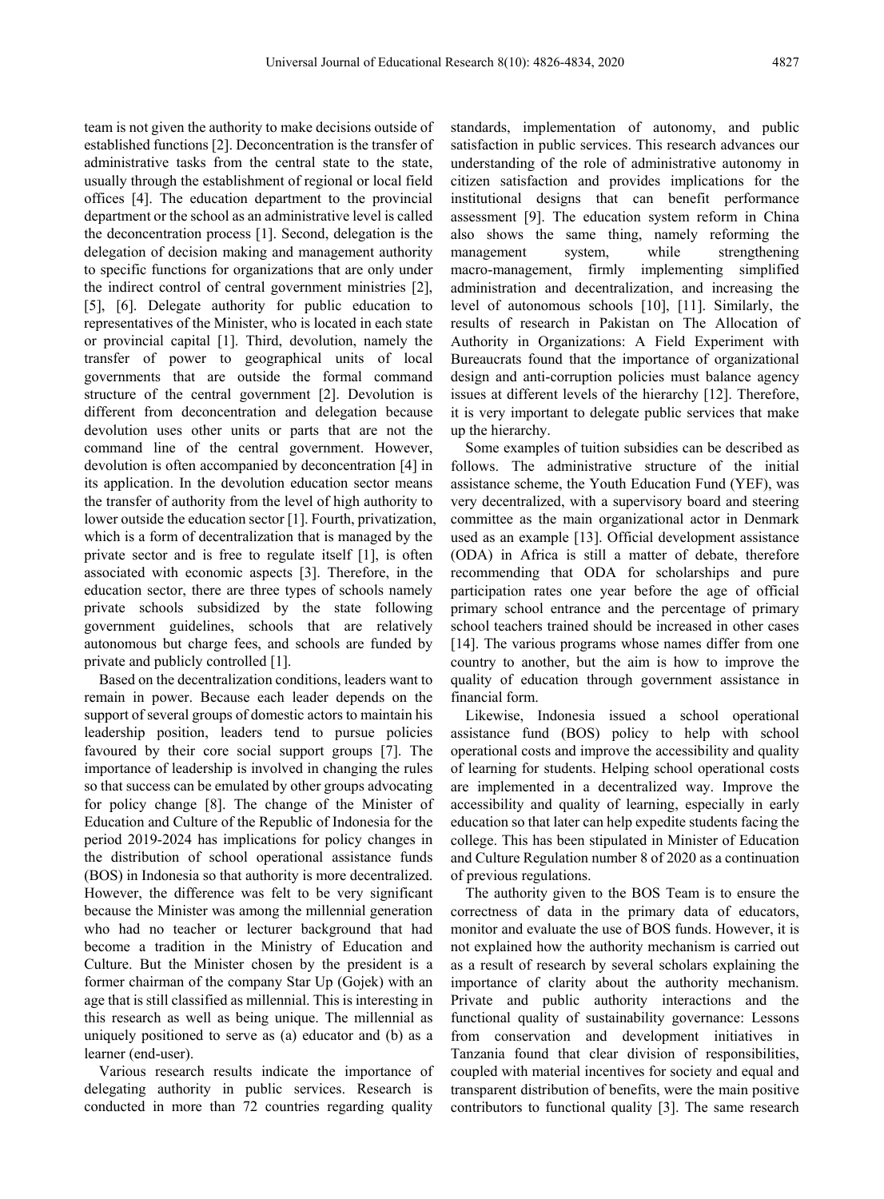team is not given the authority to make decisions outside of established functions [2]. Deconcentration is the transfer of administrative tasks from the central state to the state, usually through the establishment of regional or local field offices [4]. The education department to the provincial department or the school as an administrative level is called the deconcentration process [1]. Second, delegation is the delegation of decision making and management authority to specific functions for organizations that are only under the indirect control of central government ministries [2], [5], [6]. Delegate authority for public education to representatives of the Minister, who is located in each state or provincial capital [1]. Third, devolution, namely the transfer of power to geographical units of local governments that are outside the formal command structure of the central government [2]. Devolution is different from deconcentration and delegation because devolution uses other units or parts that are not the command line of the central government. However, devolution is often accompanied by deconcentration [4] in its application. In the devolution education sector means the transfer of authority from the level of high authority to lower outside the education sector [1]. Fourth, privatization, which is a form of decentralization that is managed by the private sector and is free to regulate itself [1], is often associated with economic aspects [3]. Therefore, in the education sector, there are three types of schools namely private schools subsidized by the state following government guidelines, schools that are relatively autonomous but charge fees, and schools are funded by private and publicly controlled [1].

Based on the decentralization conditions, leaders want to remain in power. Because each leader depends on the support of several groups of domestic actors to maintain his leadership position, leaders tend to pursue policies favoured by their core social support groups [7]. The importance of leadership is involved in changing the rules so that success can be emulated by other groups advocating for policy change [8]. The change of the Minister of Education and Culture of the Republic of Indonesia for the period 2019-2024 has implications for policy changes in the distribution of school operational assistance funds (BOS) in Indonesia so that authority is more decentralized. However, the difference was felt to be very significant because the Minister was among the millennial generation who had no teacher or lecturer background that had become a tradition in the Ministry of Education and Culture. But the Minister chosen by the president is a former chairman of the company Star Up (Gojek) with an age that is still classified as millennial. This is interesting in this research as well as being unique. The millennial as uniquely positioned to serve as (a) educator and (b) as a learner (end-user).

Various research results indicate the importance of delegating authority in public services. Research is conducted in more than 72 countries regarding quality standards, implementation of autonomy, and public satisfaction in public services. This research advances our understanding of the role of administrative autonomy in citizen satisfaction and provides implications for the institutional designs that can benefit performance assessment [9]. The education system reform in China also shows the same thing, namely reforming the management system, while strengthening macro-management, firmly implementing simplified administration and decentralization, and increasing the level of autonomous schools [10], [11]. Similarly, the results of research in Pakistan on The Allocation of Authority in Organizations: A Field Experiment with Bureaucrats found that the importance of organizational design and anti-corruption policies must balance agency issues at different levels of the hierarchy [12]. Therefore, it is very important to delegate public services that make up the hierarchy.

Some examples of tuition subsidies can be described as follows. The administrative structure of the initial assistance scheme, the Youth Education Fund (YEF), was very decentralized, with a supervisory board and steering committee as the main organizational actor in Denmark used as an example [13]. Official development assistance (ODA) in Africa is still a matter of debate, therefore recommending that ODA for scholarships and pure participation rates one year before the age of official primary school entrance and the percentage of primary school teachers trained should be increased in other cases [14]. The various programs whose names differ from one country to another, but the aim is how to improve the quality of education through government assistance in financial form.

Likewise, Indonesia issued a school operational assistance fund (BOS) policy to help with school operational costs and improve the accessibility and quality of learning for students. Helping school operational costs are implemented in a decentralized way. Improve the accessibility and quality of learning, especially in early education so that later can help expedite students facing the college. This has been stipulated in Minister of Education and Culture Regulation number 8 of 2020 as a continuation of previous regulations.

The authority given to the BOS Team is to ensure the correctness of data in the primary data of educators, monitor and evaluate the use of BOS funds. However, it is not explained how the authority mechanism is carried out as a result of research by several scholars explaining the importance of clarity about the authority mechanism. Private and public authority interactions and the functional quality of sustainability governance: Lessons from conservation and development initiatives in Tanzania found that clear division of responsibilities, coupled with material incentives for society and equal and transparent distribution of benefits, were the main positive contributors to functional quality [3]. The same research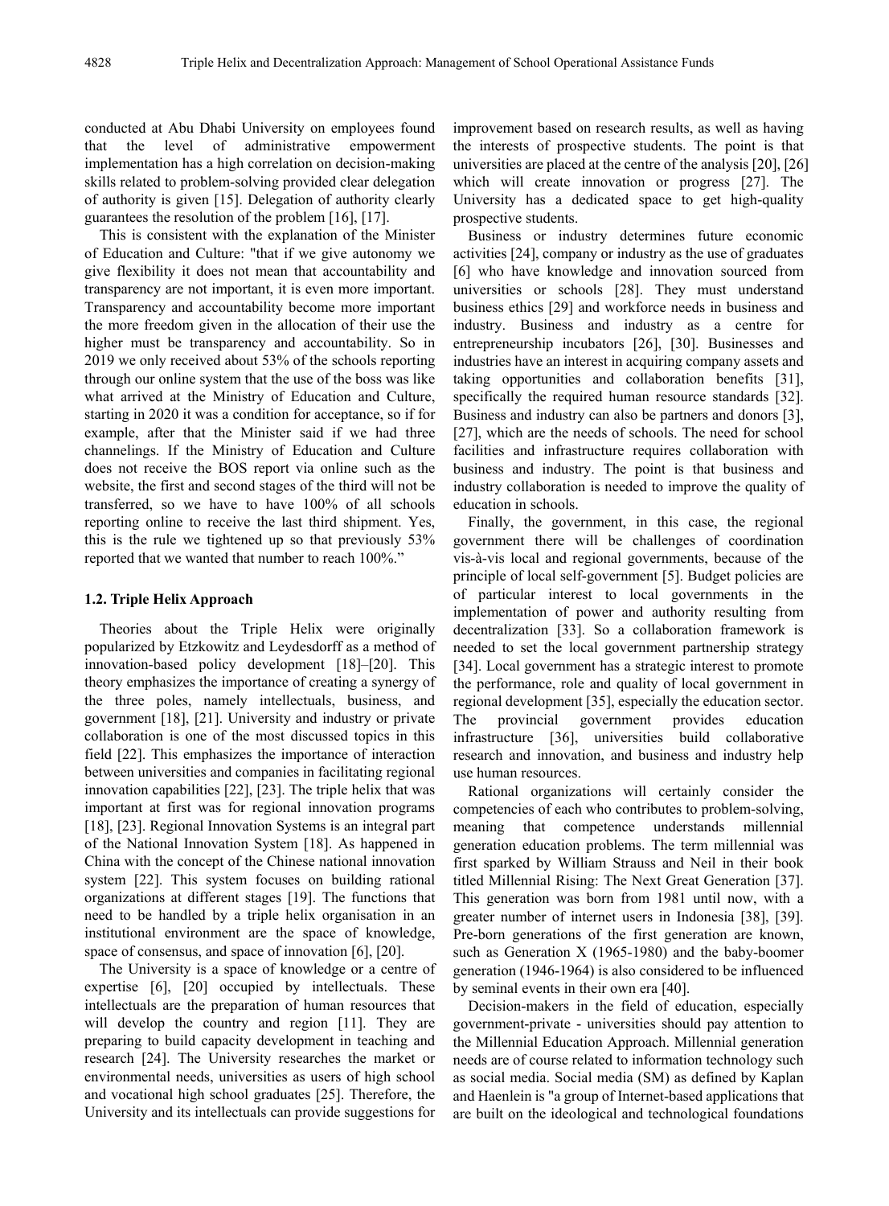conducted at Abu Dhabi University on employees found that the level of administrative empowerment implementation has a high correlation on decision-making skills related to problem-solving provided clear delegation of authority is given [15]. Delegation of authority clearly guarantees the resolution of the problem [16], [17].

This is consistent with the explanation of the Minister of Education and Culture: "that if we give autonomy we give flexibility it does not mean that accountability and transparency are not important, it is even more important. Transparency and accountability become more important the more freedom given in the allocation of their use the higher must be transparency and accountability. So in 2019 we only received about 53% of the schools reporting through our online system that the use of the boss was like what arrived at the Ministry of Education and Culture, starting in 2020 it was a condition for acceptance, so if for example, after that the Minister said if we had three channelings. If the Ministry of Education and Culture does not receive the BOS report via online such as the website, the first and second stages of the third will not be transferred, so we have to have 100% of all schools reporting online to receive the last third shipment. Yes, this is the rule we tightened up so that previously 53% reported that we wanted that number to reach 100%."

### 1.2. Triple Helix Approach

Theories about the Triple Helix were originally popularized by Etzkowitz and Leydesdorff as a method of innovation-based policy development [18]–[20]. This theory emphasizes the importance of creating a synergy of the three poles, namely intellectuals, business, and government [18], [21]. University and industry or private collaboration is one of the most discussed topics in this field [22]. This emphasizes the importance of interaction between universities and companies in facilitating regional innovation capabilities [22], [23]. The triple helix that was important at first was for regional innovation programs [18], [23]. Regional Innovation Systems is an integral part of the National Innovation System [18]. As happened in China with the concept of the Chinese national innovation system [22]. This system focuses on building rational organizations at different stages [19]. The functions that need to be handled by a triple helix organisation in an institutional environment are the space of knowledge, space of consensus, and space of innovation [6], [20].

The University is a space of knowledge or a centre of expertise [6], [20] occupied by intellectuals. These intellectuals are the preparation of human resources that will develop the country and region [11]. They are preparing to build capacity development in teaching and research [24]. The University researches the market or environmental needs, universities as users of high school and vocational high school graduates [25]. Therefore, the University and its intellectuals can provide suggestions for improvement based on research results, as well as having the interests of prospective students. The point is that universities are placed at the centre of the analysis [20], [26] which will create innovation or progress [27]. The University has a dedicated space to get high-quality prospective students.

Business or industry determines future economic activities [24], company or industry as the use of graduates [6] who have knowledge and innovation sourced from universities or schools [28]. They must understand business ethics [29] and workforce needs in business and industry. Business and industry as a centre for entrepreneurship incubators [26], [30]. Businesses and industries have an interest in acquiring company assets and taking opportunities and collaboration benefits [31], specifically the required human resource standards [32]. Business and industry can also be partners and donors [3], [27], which are the needs of schools. The need for school facilities and infrastructure requires collaboration with business and industry. The point is that business and industry collaboration is needed to improve the quality of education in schools.

Finally, the government, in this case, the regional government there will be challenges of coordination vis-à-vis local and regional governments, because of the principle of local self-government [5]. Budget policies are of particular interest to local governments in the implementation of power and authority resulting from decentralization [33]. So a collaboration framework is needed to set the local government partnership strategy [34]. Local government has a strategic interest to promote the performance, role and quality of local government in regional development [35], especially the education sector. The provincial government provides education infrastructure [36], universities build collaborative research and innovation, and business and industry help use human resources.

Rational organizations will certainly consider the competencies of each who contributes to problem-solving, meaning that competence understands millennial generation education problems. The term millennial was first sparked by William Strauss and Neil in their book titled Millennial Rising: The Next Great Generation [37]. This generation was born from 1981 until now, with a greater number of internet users in Indonesia [38], [39]. Pre-born generations of the first generation are known, such as Generation X (1965-1980) and the baby-boomer generation (1946-1964) is also considered to be influenced by seminal events in their own era [40].

Decision-makers in the field of education, especially government-private - universities should pay attention to the Millennial Education Approach. Millennial generation needs are of course related to information technology such as social media. Social media (SM) as defined by Kaplan and Haenlein is "a group of Internet-based applications that are built on the ideological and technological foundations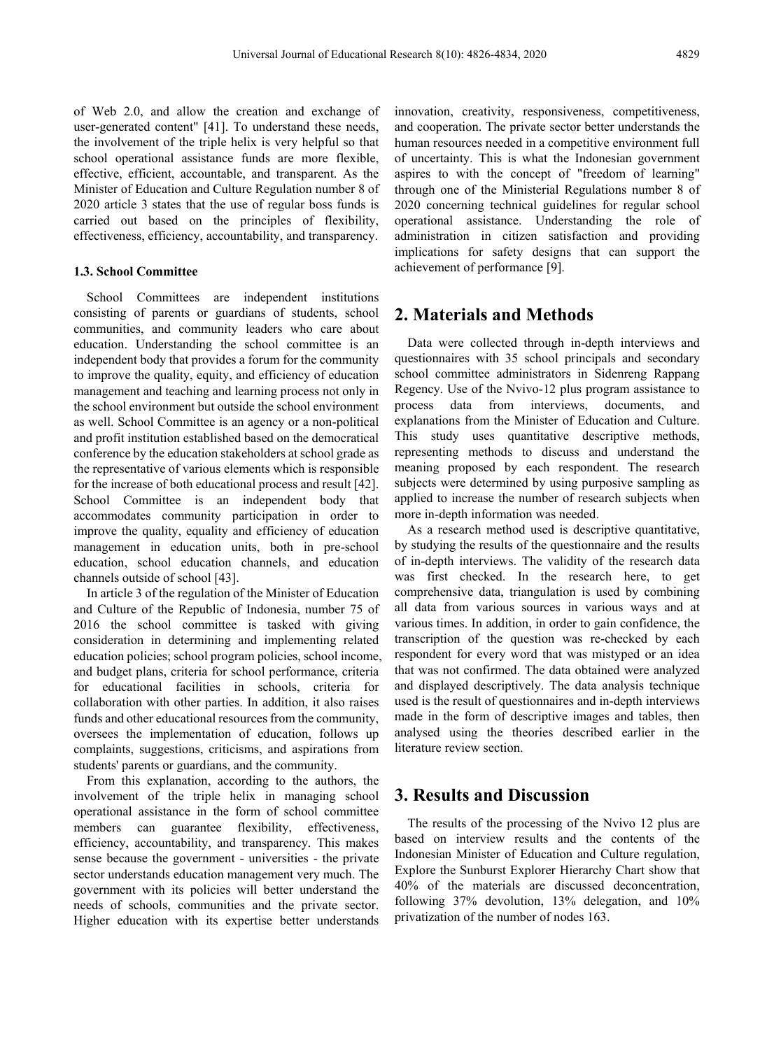of Web 2.0, and allow the creation and exchange of user-generated content" [41]. To understand these needs, the involvement of the triple helix is very helpful so that school operational assistance funds are more flexible, effective, efficient, accountable, and transparent. As the Minister of Education and Culture Regulation number 8 of 2020 article 3 states that the use of regular boss funds is carried out based on the principles of flexibility, effectiveness, efficiency, accountability, and transparency.

### 1.3. School Committee

School Committees are independent institutions consisting of parents or guardians of students, school communities, and community leaders who care about education. Understanding the school committee is an independent body that provides a forum for the community to improve the quality, equity, and efficiency of education management and teaching and learning process not only in the school environment but outside the school environment as well. School Committee is an agency or a non-political and profit institution established based on the democratical conference by the education stakeholders at school grade as the representative of various elements which is responsible for the increase of both educational process and result [42]. School Committee is an independent body that accommodates community participation in order to improve the quality, equality and efficiency of education management in education units, both in pre-school education, school education channels, and education channels outside of school [43].

In article 3 of the regulation of the Minister of Education and Culture of the Republic of Indonesia, number 75 of 2016 the school committee is tasked with giving consideration in determining and implementing related education policies; school program policies, school income, and budget plans, criteria for school performance, criteria for educational facilities in schools, criteria for collaboration with other parties. In addition, it also raises funds and other educational resources from the community, oversees the implementation of education, follows up complaints, suggestions, criticisms, and aspirations from students' parents or guardians, and the community.

From this explanation, according to the authors, the involvement of the triple helix in managing school operational assistance in the form of school committee members can guarantee flexibility, effectiveness, efficiency, accountability, and transparency. This makes sense because the government - universities - the private sector understands education management very much. The government with its policies will better understand the needs of schools, communities and the private sector. Higher education with its expertise better understands innovation, creativity, responsiveness, competitiveness, and cooperation. The private sector better understands the human resources needed in a competitive environment full of uncertainty. This is what the Indonesian government aspires to with the concept of "freedom of learning" through one of the Ministerial Regulations number 8 of 2020 concerning technical guidelines for regular school operational assistance. Understanding the role of administration in citizen satisfaction and providing implications for safety designs that can support the achievement of performance [9].

## 2. Materials and Methods

Data were collected through in-depth interviews and questionnaires with 35 school principals and secondary school committee administrators in Sidenreng Rappang Regency. Use of the Nvivo-12 plus program assistance to process data from interviews, documents, and explanations from the Minister of Education and Culture. This study uses quantitative descriptive methods, representing methods to discuss and understand the meaning proposed by each respondent. The research subjects were determined by using purposive sampling as applied to increase the number of research subjects when more in-depth information was needed.

As a research method used is descriptive quantitative, by studying the results of the questionnaire and the results of in-depth interviews. The validity of the research data was first checked. In the research here, to get comprehensive data, triangulation is used by combining all data from various sources in various ways and at various times. In addition, in order to gain confidence, the transcription of the question was re-checked by each respondent for every word that was mistyped or an idea that was not confirmed. The data obtained were analyzed and displayed descriptively. The data analysis technique used is the result of questionnaires and in-depth interviews made in the form of descriptive images and tables, then analysed using the theories described earlier in the literature review section.

## 3. Results and Discussion

The results of the processing of the Nvivo 12 plus are based on interview results and the contents of the Indonesian Minister of Education and Culture regulation, Explore the Sunburst Explorer Hierarchy Chart show that 40% of the materials are discussed deconcentration, following 37% devolution, 13% delegation, and 10% privatization of the number of nodes 163.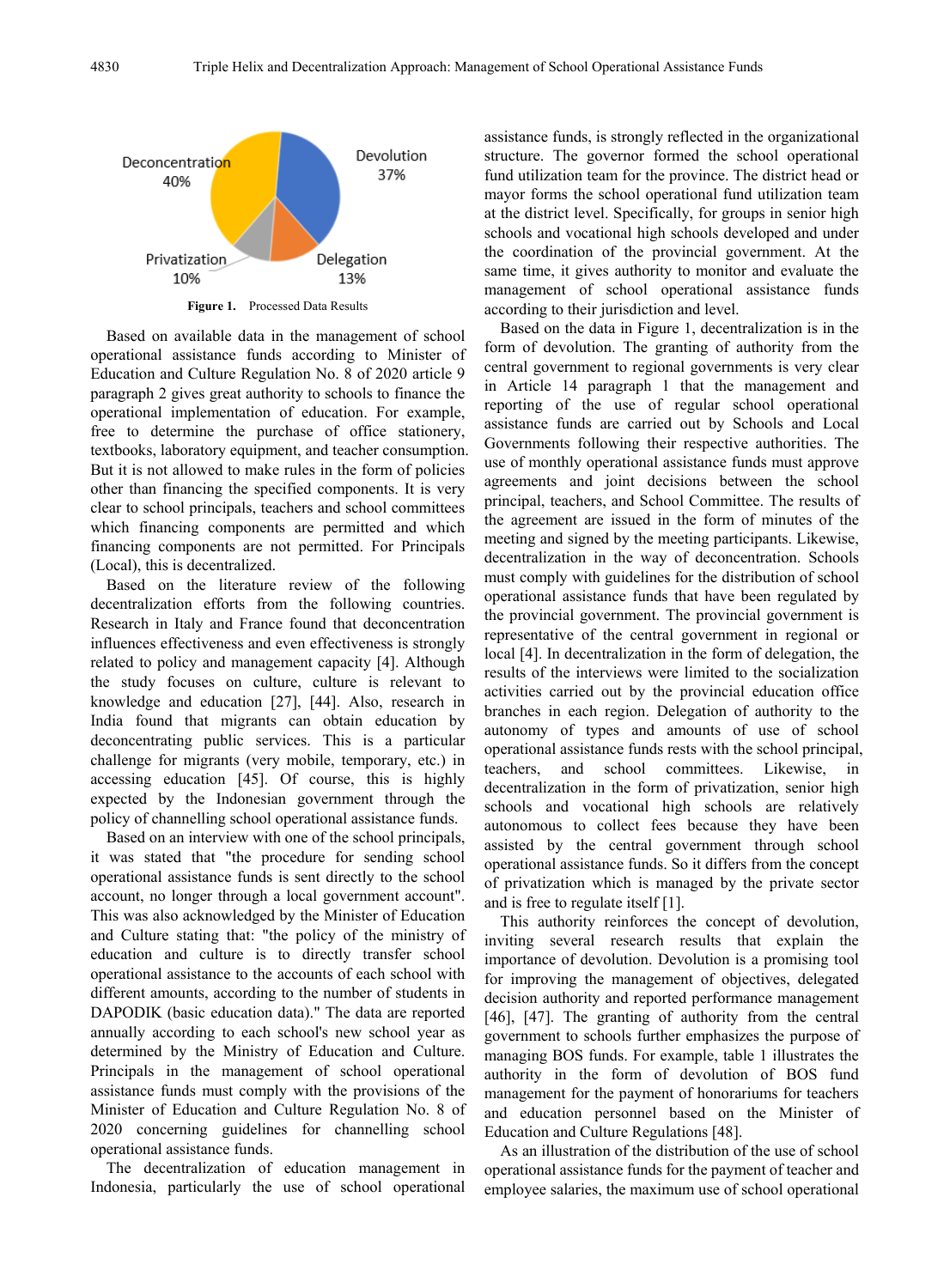Figure 1. Processed Data Results

Based on available data in the management of school operational assistance funds according to Minister of Education and Culture Regulation No. 8 of 2020 article 9 paragraph 2 gives great authority to schools to finance the operational implementation of education. For example, free to determine the purchase of office stationery, textbooks, laboratory equipment, and teacher consumption. But it is not allowed to make rules in the form of policies other than financing the specified components. It is very clear to school principals, teachers and school committees which financing components are permitted and which financing components are not permitted. For Principals (Local), this is decentralized.

Based on the literature review of the following decentralization efforts from the following countries. Research in Italy and France found that deconcentration influences effectiveness and even effectiveness is strongly related to policy and management capacity [4]. Although the study focuses on culture, culture is relevant to knowledge and education [27], [44]. Also, research in India found that migrants can obtain education by deconcentrating public services. This is a particular challenge for migrants (very mobile, temporary, etc.) in accessing education [45]. Of course, this is highly expected by the Indonesian government through the policy of channelling school operational assistance funds.

Based on an interview with one of the school principals, it was stated that "the procedure for sending school operational assistance funds is sent directly to the school account, no longer through a local government account". This was also acknowledged by the Minister of Education and Culture stating that: "the policy of the ministry of education and culture is to directly transfer school operational assistance to the accounts of each school with different amounts, according to the number of students in DAPODIK (basic education data)." The data are reported annually according to each school's new school year as determined by the Ministry of Education and Culture. Principals in the management of school operational assistance funds must comply with the provisions of the Minister of Education and Culture Regulation No. 8 of 2020 concerning guidelines for channelling school operational assistance funds.

The decentralization of education management in Indonesia, particularly the use of school operational assistance funds, is strongly reflected in the organizational structure. The governor formed the school operational fund utilization team for the province. The district head or mayor forms the school operational fund utilization team at the district level. Specifically, for groups in senior high schools and vocational high schools developed and under the coordination of the provincial government. At the same time, it gives authority to monitor and evaluate the management of school operational assistance funds according to their jurisdiction and level.

Based on the data in Figure 1, decentralization is in the form of devolution. The granting of authority from the central government to regional governments is very clear in Article 14 paragraph 1 that the management and reporting of the use of regular school operational assistance funds are carried out by Schools and Local Governments following their respective authorities. The use of monthly operational assistance funds must approve agreements and joint decisions between the school principal, teachers, and School Committee. The results of the agreement are issued in the form of minutes of the meeting and signed by the meeting participants. Likewise, decentralization in the way of deconcentration. Schools must comply with guidelines for the distribution of school operational assistance funds that have been regulated by the provincial government. The provincial government is representative of the central government in regional or local [4]. In decentralization in the form of delegation, the results of the interviews were limited to the socialization activities carried out by the provincial education office branches in each region. Delegation of authority to the autonomy of types and amounts of use of school operational assistance funds rests with the school principal, teachers, and school committees. Likewise, in decentralization in the form of privatization, senior high schools and vocational high schools are relatively autonomous to collect fees because they have been assisted by the central government through school operational assistance funds. So it differs from the concept of privatization which is managed by the private sector and is free to regulate itself [1].

This authority reinforces the concept of devolution, inviting several research results that explain the importance of devolution. Devolution is a promising tool for improving the management of objectives, delegated decision authority and reported performance management [46], [47]. The granting of authority from the central government to schools further emphasizes the purpose of managing BOS funds. For example, table 1 illustrates the authority in the form of devolution of BOS fund management for the payment of honorariums for teachers and education personnel based on the Minister of Education and Culture Regulations [48].

As an illustration of the distribution of the use of school operational assistance funds for the payment of teacher and employee salaries, the maximum use of school operational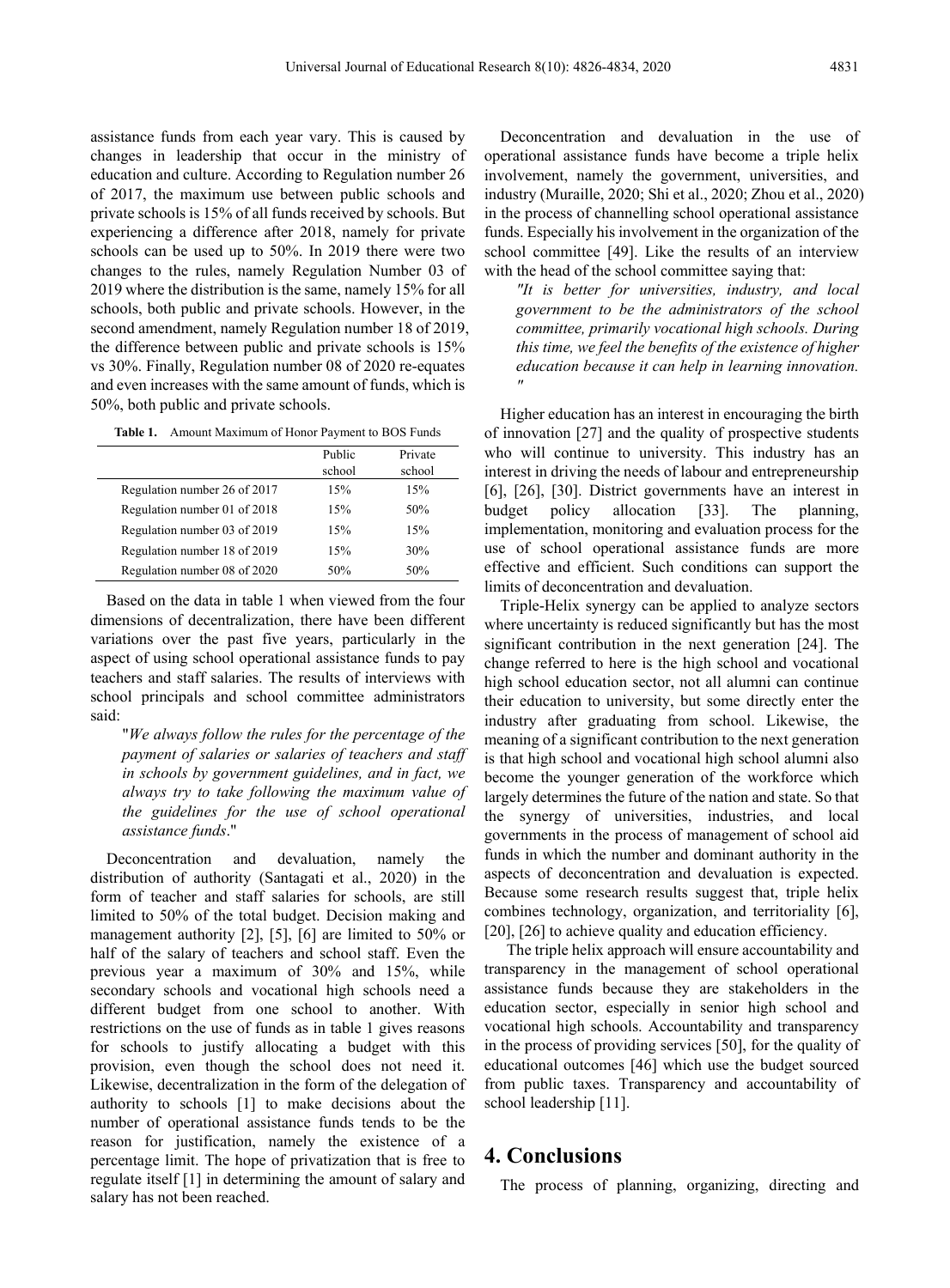assistance funds from each year vary. This is caused by changes in leadership that occur in the ministry of education and culture. According to Regulation number 26 of 2017, the maximum use between public schools and private schools is 15% of all funds received by schools. But experiencing a difference after 2018, namely for private schools can be used up to 50%. In 2019 there were two changes to the rules, namely Regulation Number 03 of 2019 where the distribution is the same, namely 15% for all schools, both public and private schools. However, in the second amendment, namely Regulation number 18 of 2019, the difference between public and private schools is 15% vs 30%. Finally, Regulation number 08 of 2020 re-equates and even increases with the same amount of funds, which is 50%, both public and private schools.

**Table 1.** Amount Maximum of Honor Payment to BOS Funds

| | Public school | Private school |
|---|---|---|
| Regulation number 26 of 2017 | 15% | 15% |
| Regulation number 01 of 2018 | 15% | 50% |
| Regulation number 03 of 2019 | 15% | 15% |
| Regulation number 18 of 2019 | 15% | 30% |
| Regulation number 08 of 2020 | 50% | 50% |

Based on the data in table 1 when viewed from the four dimensions of decentralization, there have been different variations over the past five years, particularly in the aspect of using school operational assistance funds to pay teachers and staff salaries. The results of interviews with school principals and school committee administrators said:

> "*We always follow the rules for the percentage of the payment of salaries or salaries of teachers and staff in schools by government guidelines, and in fact, we always try to take following the maximum value of the guidelines for the use of school operational assistance funds*."

Deconcentration and devaluation, namely the distribution of authority (Santagati et al., 2020) in the form of teacher and staff salaries for schools, are still limited to 50% of the total budget. Decision making and management authority [2], [5], [6] are limited to 50% or half of the salary of teachers and school staff. Even the previous year a maximum of 30% and 15%, while secondary schools and vocational high schools need a different budget from one school to another. With restrictions on the use of funds as in table 1 gives reasons for schools to justify allocating a budget with this provision, even though the school does not need it. Likewise, decentralization in the form of the delegation of authority to schools [1] to make decisions about the number of operational assistance funds tends to be the reason for justification, namely the existence of a percentage limit. The hope of privatization that is free to regulate itself [1] in determining the amount of salary and salary has not been reached.

Deconcentration and devaluation in the use of operational assistance funds have become a triple helix involvement, namely the government, universities, and industry (Muraille, 2020; Shi et al., 2020; Zhou et al., 2020) in the process of channelling school operational assistance funds. Especially his involvement in the organization of the school committee [49]. Like the results of an interview with the head of the school committee saying that:

> *"It is better for universities, industry, and local government to be the administrators of the school committee, primarily vocational high schools. During this time, we feel the benefits of the existence of higher education because it can help in learning innovation. "*

Higher education has an interest in encouraging the birth of innovation [27] and the quality of prospective students who will continue to university. This industry has an interest in driving the needs of labour and entrepreneurship [6], [26], [30]. District governments have an interest in budget policy allocation [33]. The planning, implementation, monitoring and evaluation process for the use of school operational assistance funds are more effective and efficient. Such conditions can support the limits of deconcentration and devaluation.

Triple-Helix synergy can be applied to analyze sectors where uncertainty is reduced significantly but has the most significant contribution in the next generation [24]. The change referred to here is the high school and vocational high school education sector, not all alumni can continue their education to university, but some directly enter the industry after graduating from school. Likewise, the meaning of a significant contribution to the next generation is that high school and vocational high school alumni also become the younger generation of the workforce which largely determines the future of the nation and state. So that the synergy of universities, industries, and local governments in the process of management of school aid funds in which the number and dominant authority in the aspects of deconcentration and devaluation is expected. Because some research results suggest that, triple helix combines technology, organization, and territoriality [6], [20], [26] to achieve quality and education efficiency.

The triple helix approach will ensure accountability and transparency in the management of school operational assistance funds because they are stakeholders in the education sector, especially in senior high school and vocational high schools. Accountability and transparency in the process of providing services [50], for the quality of educational outcomes [46] which use the budget sourced from public taxes. Transparency and accountability of school leadership [11].

# 4. Conclusions

The process of planning, organizing, directing and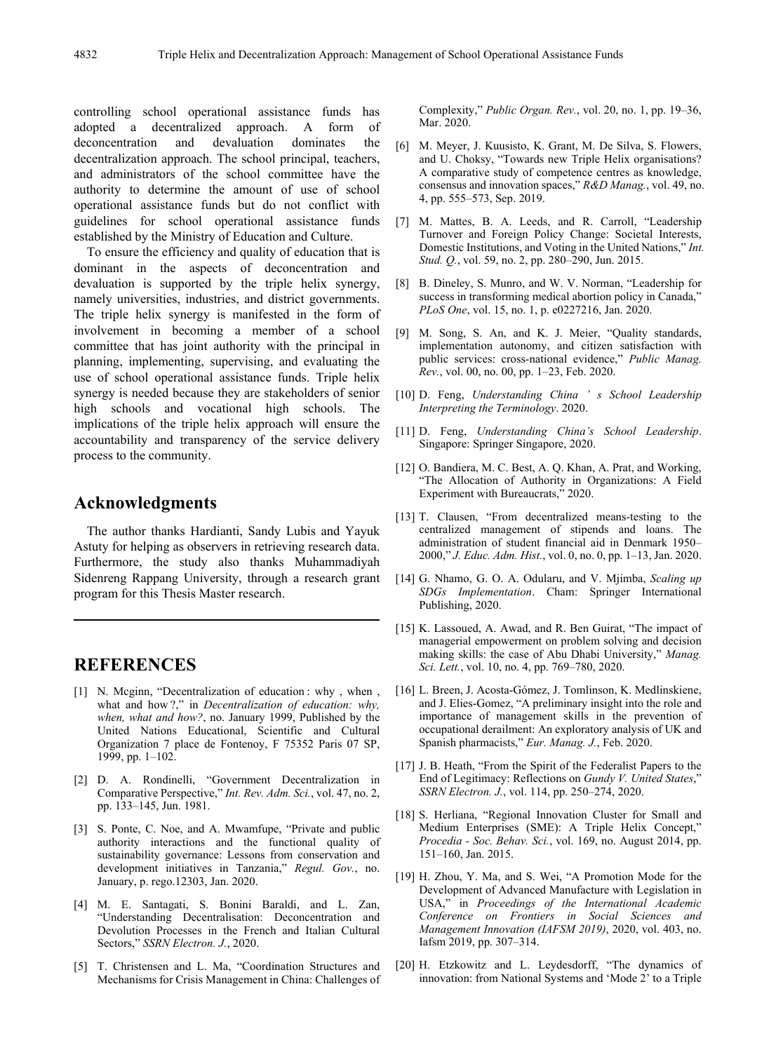controlling school operational assistance funds has adopted a decentralized approach. A form of deconcentration and devaluation dominates the decentralization approach. The school principal, teachers, and administrators of the school committee have the authority to determine the amount of use of school operational assistance funds but do not conflict with guidelines for school operational assistance funds established by the Ministry of Education and Culture.

To ensure the efficiency and quality of education that is dominant in the aspects of deconcentration and devaluation is supported by the triple helix synergy, namely universities, industries, and district governments. The triple helix synergy is manifested in the form of involvement in becoming a member of a school committee that has joint authority with the principal in planning, implementing, supervising, and evaluating the use of school operational assistance funds. Triple helix synergy is needed because they are stakeholders of senior high schools and vocational high schools. The implications of the triple helix approach will ensure the accountability and transparency of the service delivery process to the community.

## Acknowledgments

The author thanks Hardianti, Sandy Lubis and Yayuk Astuty for helping as observers in retrieving research data. Furthermore, the study also thanks Muhammadiyah Sidenreng Rappang University, through a research grant program for this Thesis Master research.

## REFERENCES

[1] N. Mcginn, "Decentralization of education : why , when , what and how ?," in *Decentralization of education: why, when, what and how?*, no. January 1999, Published by the United Nations Educational, Scientific and Cultural Organization 7 place de Fontenoy, F 75352 Paris 07 SP, 1999, pp. 1–102.

[2] D. A. Rondinelli, "Government Decentralization in Comparative Perspective," *Int. Rev. Adm. Sci.*, vol. 47, no. 2, pp. 133–145, Jun. 1981.

[3] S. Ponte, C. Noe, and A. Mwamfupe, "Private and public authority interactions and the functional quality of sustainability governance: Lessons from conservation and development initiatives in Tanzania," *Regul. Gov.*, no. January, p. rego.12303, Jan. 2020.

[4] M. E. Santagati, S. Bonini Baraldi, and L. Zan, "Understanding Decentralisation: Deconcentration and Devolution Processes in the French and Italian Cultural Sectors," *SSRN Electron. J.*, 2020.

[5] T. Christensen and L. Ma, "Coordination Structures and Mechanisms for Crisis Management in China: Challenges of Complexity," *Public Organ. Rev.*, vol. 20, no. 1, pp. 19–36, Mar. 2020.

[6] M. Meyer, J. Kuusisto, K. Grant, M. De Silva, S. Flowers, and U. Choksy, "Towards new Triple Helix organisations? A comparative study of competence centres as knowledge, consensus and innovation spaces," *R&D Manag.*, vol. 49, no. 4, pp. 555–573, Sep. 2019.

[7] M. Mattes, B. A. Leeds, and R. Carroll, "Leadership Turnover and Foreign Policy Change: Societal Interests, Domestic Institutions, and Voting in the United Nations," *Int. Stud. Q.*, vol. 59, no. 2, pp. 280–290, Jun. 2015.

[8] B. Dineley, S. Munro, and W. V. Norman, "Leadership for success in transforming medical abortion policy in Canada," *PLoS One*, vol. 15, no. 1, p. e0227216, Jan. 2020.

[9] M. Song, S. An, and K. J. Meier, "Quality standards, implementation autonomy, and citizen satisfaction with public services: cross-national evidence," *Public Manag. Rev.*, vol. 00, no. 00, pp. 1–23, Feb. 2020.

[10] D. Feng, *Understanding China ' s School Leadership Interpreting the Terminology*. 2020.

[11] D. Feng, *Understanding China's School Leadership*. Singapore: Springer Singapore, 2020.

[12] O. Bandiera, M. C. Best, A. Q. Khan, A. Prat, and Working, "The Allocation of Authority in Organizations: A Field Experiment with Bureaucrats," 2020.

[13] T. Clausen, "From decentralized means-testing to the centralized management of stipends and loans. The administration of student financial aid in Denmark 1950–2000," *J. Educ. Adm. Hist.*, vol. 0, no. 0, pp. 1–13, Jan. 2020.

[14] G. Nhamo, G. O. A. Odularu, and V. Mjimba, *Scaling up SDGs Implementation*. Cham: Springer International Publishing, 2020.

[15] K. Lassoued, A. Awad, and R. Ben Guirat, "The impact of managerial empowerment on problem solving and decision making skills: the case of Abu Dhabi University," *Manag. Sci. Lett.*, vol. 10, no. 4, pp. 769–780, 2020.

[16] L. Breen, J. Acosta-Gómez, J. Tomlinson, K. Medlinskiene, and J. Elies-Gomez, "A preliminary insight into the role and importance of management skills in the prevention of occupational derailment: An exploratory analysis of UK and Spanish pharmacists," *Eur. Manag. J.*, Feb. 2020.

[17] J. B. Heath, "From the Spirit of the Federalist Papers to the End of Legitimacy: Reflections on *Gundy V. United States*," *SSRN Electron. J.*, vol. 114, pp. 250–274, 2020.

[18] S. Herliana, "Regional Innovation Cluster for Small and Medium Enterprises (SME): A Triple Helix Concept," *Procedia - Soc. Behav. Sci.*, vol. 169, no. August 2014, pp. 151–160, Jan. 2015.

[19] H. Zhou, Y. Ma, and S. Wei, "A Promotion Mode for the Development of Advanced Manufacture with Legislation in USA," in *Proceedings of the International Academic Conference on Frontiers in Social Sciences and Management Innovation (IAFSM 2019)*, 2020, vol. 403, no. Iafsm 2019, pp. 307–314.

[20] H. Etzkowitz and L. Leydesdorff, "The dynamics of innovation: from National Systems and 'Mode 2' to a Triple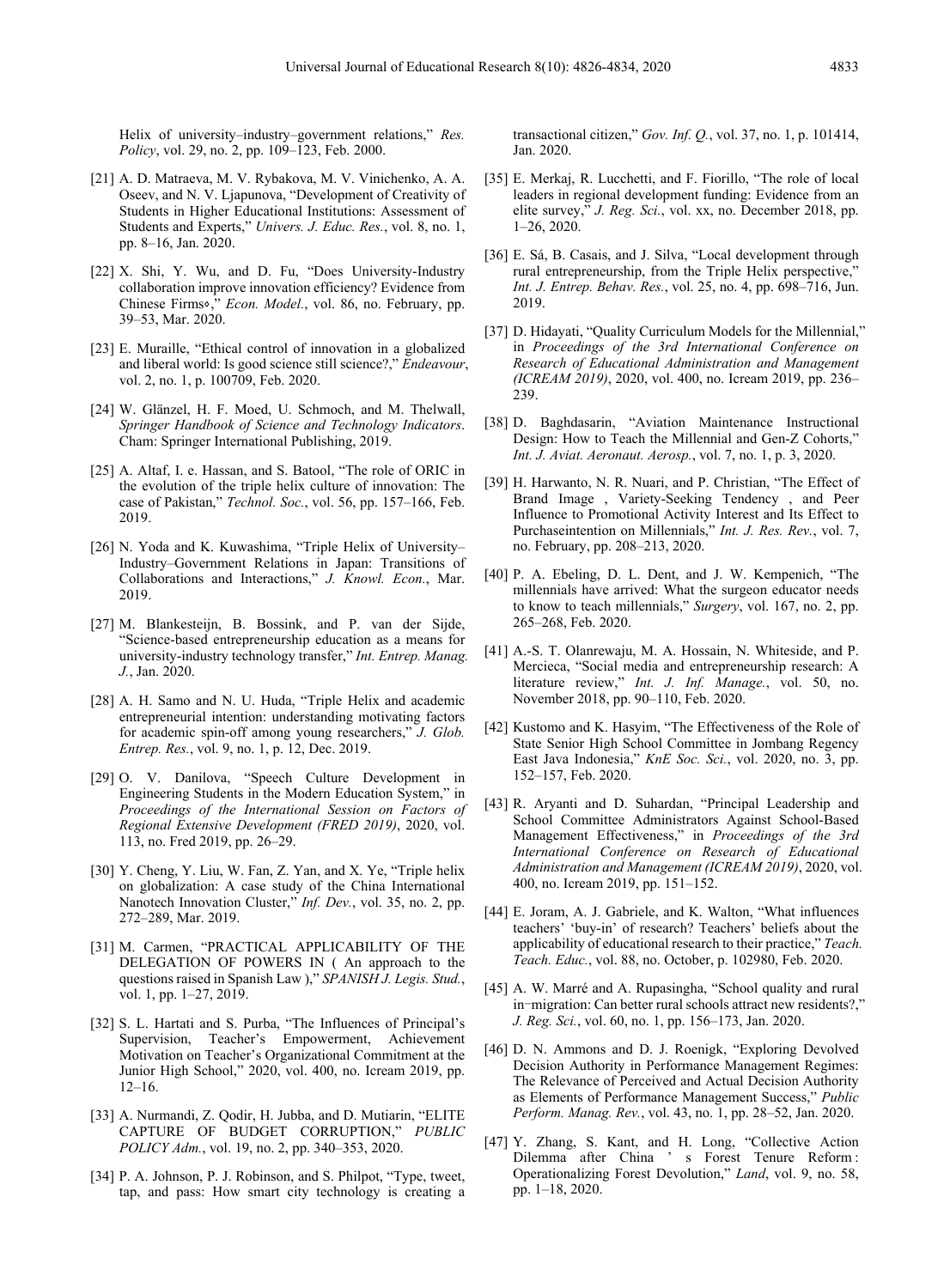Helix of university–industry–government relations," *Res. Policy*, vol. 29, no. 2, pp. 109–123, Feb. 2000.

[21] A. D. Matraeva, M. V. Rybakova, M. V. Vinichenko, A. A. Oseev, and N. V. Ljapunova, "Development of Creativity of Students in Higher Educational Institutions: Assessment of Students and Experts," *Univers. J. Educ. Res.*, vol. 8, no. 1, pp. 8–16, Jan. 2020.

[22] X. Shi, Y. Wu, and D. Fu, "Does University-Industry collaboration improve innovation efficiency? Evidence from Chinese Firms⋄," *Econ. Model.*, vol. 86, no. February, pp. 39–53, Mar. 2020.

[23] E. Muraille, "Ethical control of innovation in a globalized and liberal world: Is good science still science?," *Endeavour*, vol. 2, no. 1, p. 100709, Feb. 2020.

[24] W. Glänzel, H. F. Moed, U. Schmoch, and M. Thelwall, *Springer Handbook of Science and Technology Indicators*. Cham: Springer International Publishing, 2019.

[25] A. Altaf, I. e. Hassan, and S. Batool, "The role of ORIC in the evolution of the triple helix culture of innovation: The case of Pakistan," *Technol. Soc.*, vol. 56, pp. 157–166, Feb. 2019.

[26] N. Yoda and K. Kuwashima, "Triple Helix of University–Industry–Government Relations in Japan: Transitions of Collaborations and Interactions," *J. Knowl. Econ.*, Mar. 2019.

[27] M. Blankesteijn, B. Bossink, and P. van der Sijde, "Science-based entrepreneurship education as a means for university-industry technology transfer," *Int. Entrep. Manag. J.*, Jan. 2020.

[28] A. H. Samo and N. U. Huda, "Triple Helix and academic entrepreneurial intention: understanding motivating factors for academic spin-off among young researchers," *J. Glob. Entrep. Res.*, vol. 9, no. 1, p. 12, Dec. 2019.

[29] O. V. Danilova, "Speech Culture Development in Engineering Students in the Modern Education System," in *Proceedings of the International Session on Factors of Regional Extensive Development (FRED 2019)*, 2020, vol. 113, no. Fred 2019, pp. 26–29.

[30] Y. Cheng, Y. Liu, W. Fan, Z. Yan, and X. Ye, "Triple helix on globalization: A case study of the China International Nanotech Innovation Cluster," *Inf. Dev.*, vol. 35, no. 2, pp. 272–289, Mar. 2019.

[31] M. Carmen, "PRACTICAL APPLICABILITY OF THE DELEGATION OF POWERS IN ( An approach to the questions raised in Spanish Law )," *SPANISH J. Legis. Stud.*, vol. 1, pp. 1–27, 2019.

[32] S. L. Hartati and S. Purba, "The Influences of Principal's Supervision, Teacher's Empowerment, Achievement Motivation on Teacher's Organizational Commitment at the Junior High School," 2020, vol. 400, no. Icream 2019, pp. 12–16.

[33] A. Nurmandi, Z. Qodir, H. Jubba, and D. Mutiarin, "ELITE CAPTURE OF BUDGET CORRUPTION," *PUBLIC POLICY Adm.*, vol. 19, no. 2, pp. 340–353, 2020.

[34] P. A. Johnson, P. J. Robinson, and S. Philpot, "Type, tweet, tap, and pass: How smart city technology is creating a transactional citizen," *Gov. Inf. Q.*, vol. 37, no. 1, p. 101414, Jan. 2020.

[35] E. Merkaj, R. Lucchetti, and F. Fiorillo, "The role of local leaders in regional development funding: Evidence from an elite survey," *J. Reg. Sci.*, vol. xx, no. December 2018, pp. 1–26, 2020.

[36] E. Sá, B. Casais, and J. Silva, "Local development through rural entrepreneurship, from the Triple Helix perspective," *Int. J. Entrep. Behav. Res.*, vol. 25, no. 4, pp. 698–716, Jun. 2019.

[37] D. Hidayati, "Quality Curriculum Models for the Millennial," in *Proceedings of the 3rd International Conference on Research of Educational Administration and Management (ICREAM 2019)*, 2020, vol. 400, no. Icream 2019, pp. 236–239.

[38] D. Baghdasarin, "Aviation Maintenance Instructional Design: How to Teach the Millennial and Gen-Z Cohorts," *Int. J. Aviat. Aeronaut. Aerosp.*, vol. 7, no. 1, p. 3, 2020.

[39] H. Harwanto, N. R. Nuari, and P. Christian, "The Effect of Brand Image , Variety-Seeking Tendency , and Peer Influence to Promotional Activity Interest and Its Effect to Purchaseintention on Millennials," *Int. J. Res. Rev.*, vol. 7, no. February, pp. 208–213, 2020.

[40] P. A. Ebeling, D. L. Dent, and J. W. Kempenich, "The millennials have arrived: What the surgeon educator needs to know to teach millennials," *Surgery*, vol. 167, no. 2, pp. 265–268, Feb. 2020.

[41] A.-S. T. Olanrewaju, M. A. Hossain, N. Whiteside, and P. Mercieca, "Social media and entrepreneurship research: A literature review," *Int. J. Inf. Manage.*, vol. 50, no. November 2018, pp. 90–110, Feb. 2020.

[42] Kustomo and K. Hasyim, "The Effectiveness of the Role of State Senior High School Committee in Jombang Regency East Java Indonesia," *KnE Soc. Sci.*, vol. 2020, no. 3, pp. 152–157, Feb. 2020.

[43] R. Aryanti and D. Suhardan, "Principal Leadership and School Committee Administrators Against School-Based Management Effectiveness," in *Proceedings of the 3rd International Conference on Research of Educational Administration and Management (ICREAM 2019)*, 2020, vol. 400, no. Icream 2019, pp. 151–152.

[44] E. Joram, A. J. Gabriele, and K. Walton, "What influences teachers' 'buy-in' of research? Teachers' beliefs about the applicability of educational research to their practice," *Teach. Teach. Educ.*, vol. 88, no. October, p. 102980, Feb. 2020.

[45] A. W. Marré and A. Rupasingha, "School quality and rural in–migration: Can better rural schools attract new residents?," *J. Reg. Sci.*, vol. 60, no. 1, pp. 156–173, Jan. 2020.

[46] D. N. Ammons and D. J. Roenigk, "Exploring Devolved Decision Authority in Performance Management Regimes: The Relevance of Perceived and Actual Decision Authority as Elements of Performance Management Success," *Public Perform. Manag. Rev.*, vol. 43, no. 1, pp. 28–52, Jan. 2020.

[47] Y. Zhang, S. Kant, and H. Long, "Collective Action Dilemma after China ' s Forest Tenure Reform : Operationalizing Forest Devolution," *Land*, vol. 9, no. 58, pp. 1–18, 2020.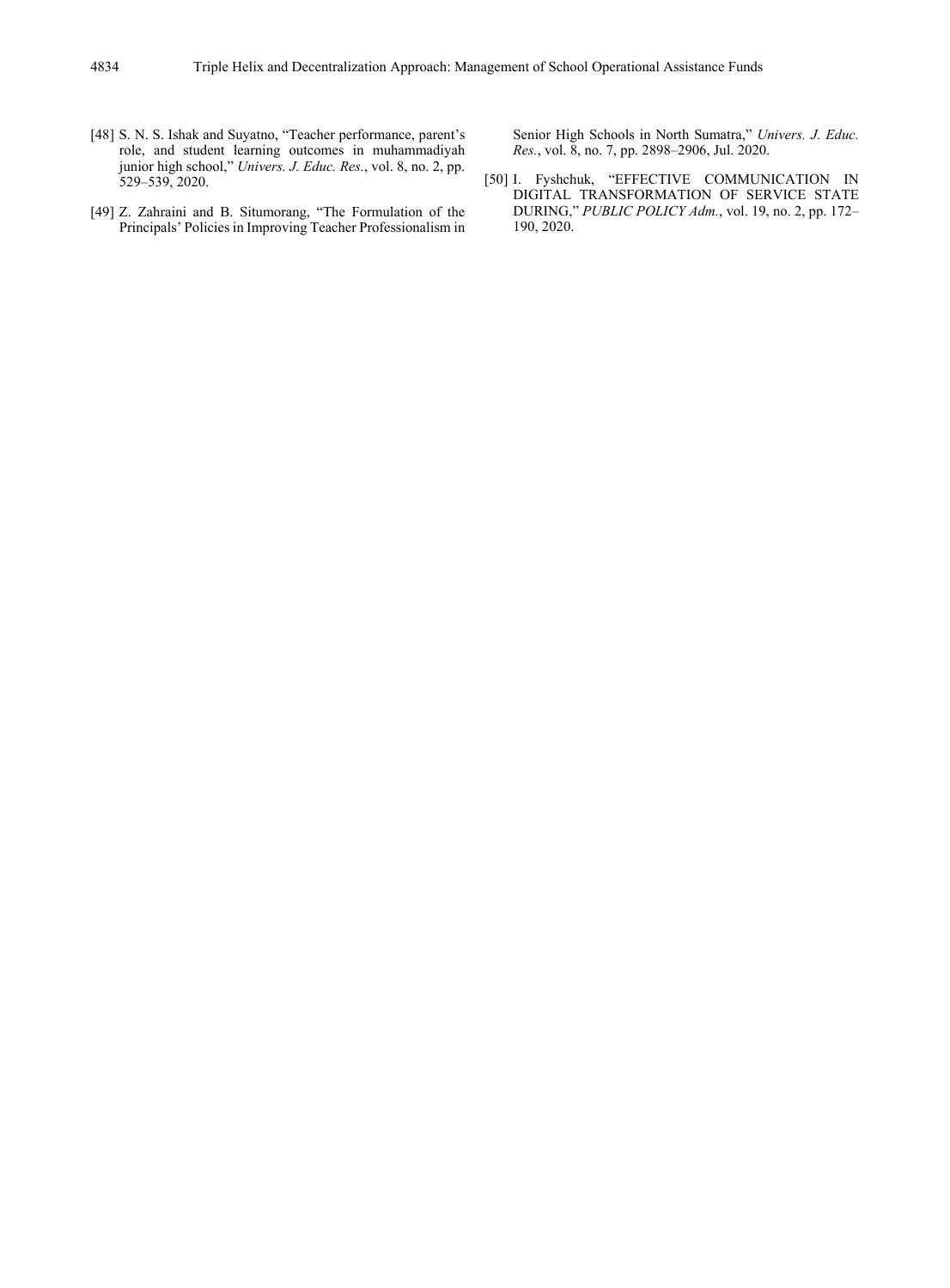[48] S. N. S. Ishak and Suyatno, “Teacher performance, parent’s role, and student learning outcomes in muhammadiyah junior high school,” *Univers. J. Educ. Res.*, vol. 8, no. 2, pp. 529–539, 2020.

[49] Z. Zahraini and B. Situmorang, “The Formulation of the Principals’ Policies in Improving Teacher Professionalism in Senior High Schools in North Sumatra,” *Univers. J. Educ. Res.*, vol. 8, no. 7, pp. 2898–2906, Jul. 2020.

[50] I. Fyshchuk, “EFFECTIVE COMMUNICATION IN DIGITAL TRANSFORMATION OF SERVICE STATE DURING,” *PUBLIC POLICY Adm.*, vol. 19, no. 2, pp. 172–190, 2020.